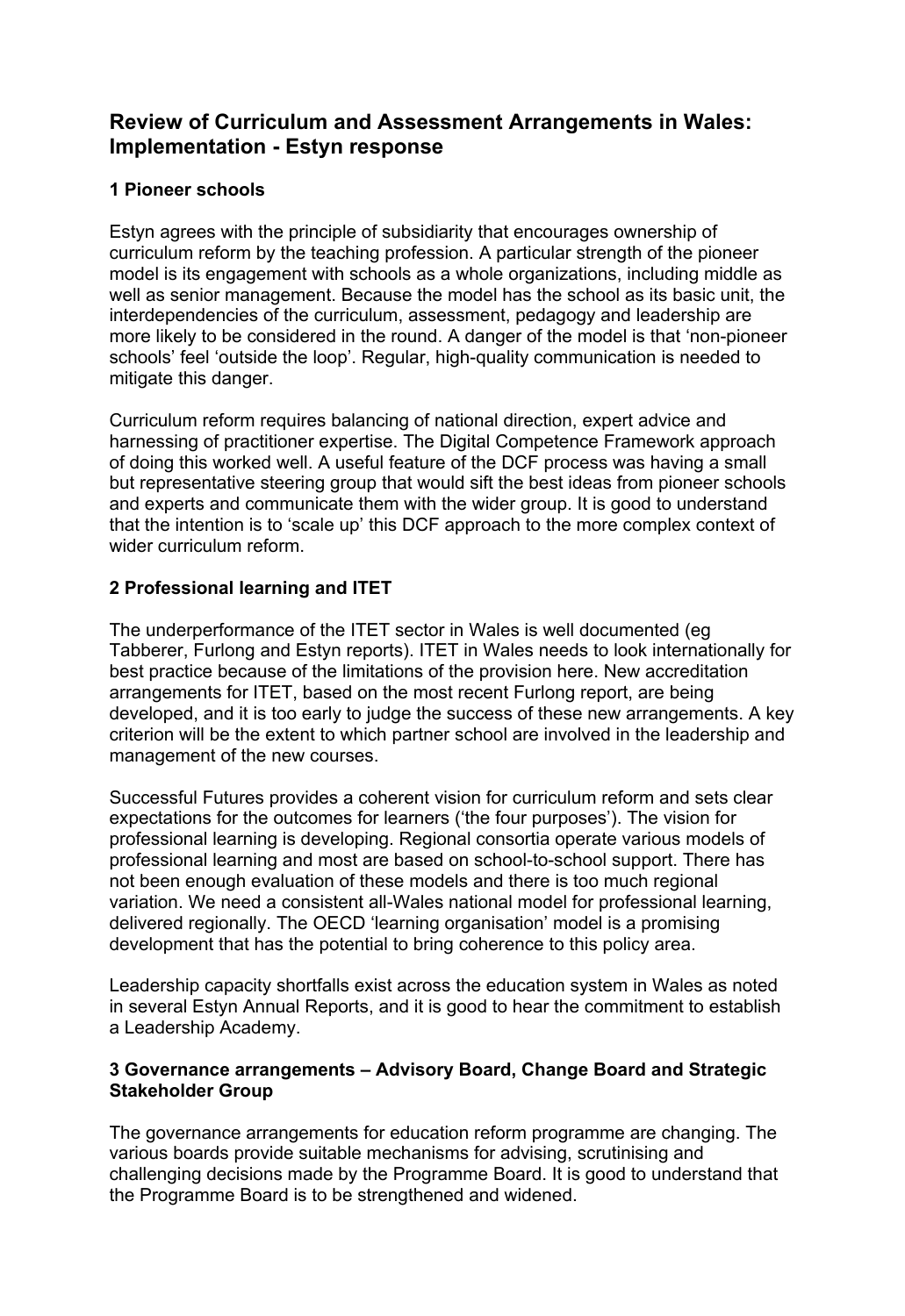# Review of Curriculum and Assessment Arrangements in Wales: Implementation - Estyn response

## 1 Pioneer schools

Estyn agrees with the principle of subsidiarity that encourages ownership of curriculum reform by the teaching profession. A particular strength of the pioneer model is its engagement with schools as a whole organizations, including middle as well as senior management. Because the model has the school as its basic unit, the interdependencies of the curriculum, assessment, pedagogy and leadership are more likely to be considered in the round. A danger of the model is that 'non-pioneer schools' feel 'outside the loop'. Regular, high-quality communication is needed to mitigate this danger.

Curriculum reform requires balancing of national direction, expert advice and harnessing of practitioner expertise. The Digital Competence Framework approach of doing this worked well. A useful feature of the DCF process was having a small but representative steering group that would sift the best ideas from pioneer schools and experts and communicate them with the wider group. It is good to understand that the intention is to 'scale up' this DCF approach to the more complex context of wider curriculum reform.

## 2 Professional learning and ITET

The underperformance of the ITET sector in Wales is well documented (eg Tabberer, Furlong and Estyn reports). ITET in Wales needs to look internationally for best practice because of the limitations of the provision here. New accreditation arrangements for ITET, based on the most recent Furlong report, are being developed, and it is too early to judge the success of these new arrangements. A key criterion will be the extent to which partner school are involved in the leadership and management of the new courses.

Successful Futures provides a coherent vision for curriculum reform and sets clear expectations for the outcomes for learners ('the four purposes'). The vision for professional learning is developing. Regional consortia operate various models of professional learning and most are based on school-to-school support. There has not been enough evaluation of these models and there is too much regional variation. We need a consistent all-Wales national model for professional learning, delivered regionally. The OECD 'learning organisation' model is a promising development that has the potential to bring coherence to this policy area.

Leadership capacity shortfalls exist across the education system in Wales as noted in several Estyn Annual Reports, and it is good to hear the commitment to establish a Leadership Academy.

## 3 Governance arrangements – Advisory Board, Change Board and Strategic Stakeholder Group

The governance arrangements for education reform programme are changing. The various boards provide suitable mechanisms for advising, scrutinising and challenging decisions made by the Programme Board. It is good to understand that the Programme Board is to be strengthened and widened.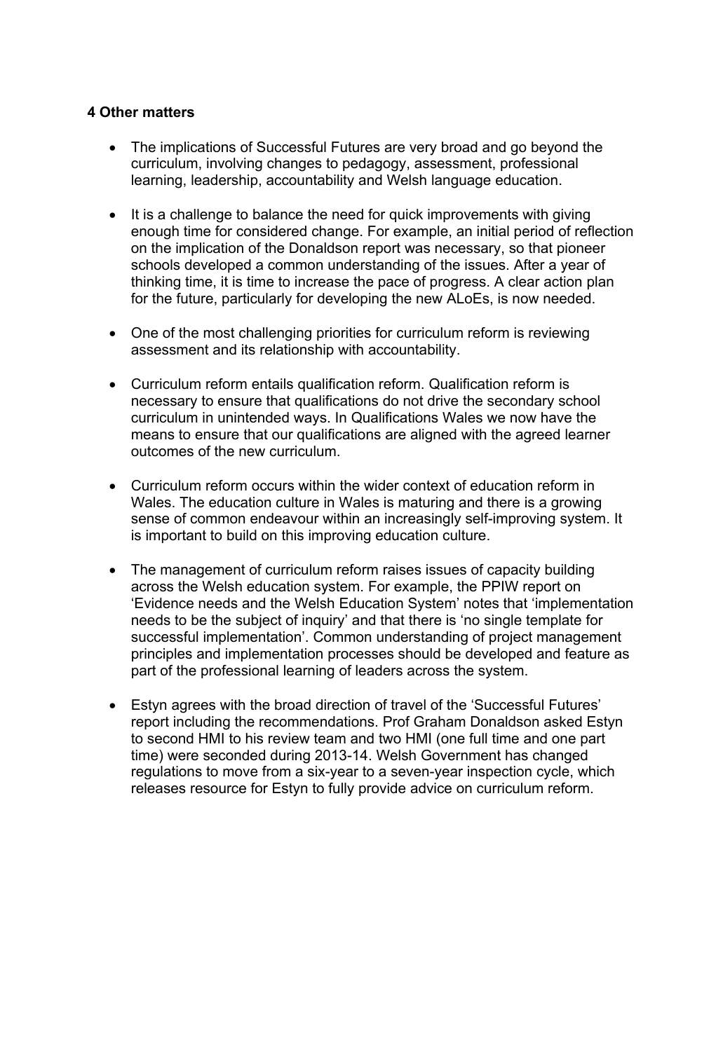**4 Other matters**

- The implications of Successful Futures are very broad and go beyond the curriculum, involving changes to pedagogy, assessment, professional learning, leadership, accountability and Welsh language education.

- It is a challenge to balance the need for quick improvements with giving enough time for considered change. For example, an initial period of reflection on the implication of the Donaldson report was necessary, so that pioneer schools developed a common understanding of the issues. After a year of thinking time, it is time to increase the pace of progress. A clear action plan for the future, particularly for developing the new ALoEs, is now needed.

- One of the most challenging priorities for curriculum reform is reviewing assessment and its relationship with accountability.

- Curriculum reform entails qualification reform. Qualification reform is necessary to ensure that qualifications do not drive the secondary school curriculum in unintended ways. In Qualifications Wales we now have the means to ensure that our qualifications are aligned with the agreed learner outcomes of the new curriculum.

- Curriculum reform occurs within the wider context of education reform in Wales. The education culture in Wales is maturing and there is a growing sense of common endeavour within an increasingly self-improving system. It is important to build on this improving education culture.

- The management of curriculum reform raises issues of capacity building across the Welsh education system. For example, the PPIW report on 'Evidence needs and the Welsh Education System' notes that 'implementation needs to be the subject of inquiry' and that there is 'no single template for successful implementation'. Common understanding of project management principles and implementation processes should be developed and feature as part of the professional learning of leaders across the system.

- Estyn agrees with the broad direction of travel of the 'Successful Futures' report including the recommendations. Prof Graham Donaldson asked Estyn to second HMI to his review team and two HMI (one full time and one part time) were seconded during 2013-14. Welsh Government has changed regulations to move from a six-year to a seven-year inspection cycle, which releases resource for Estyn to fully provide advice on curriculum reform.